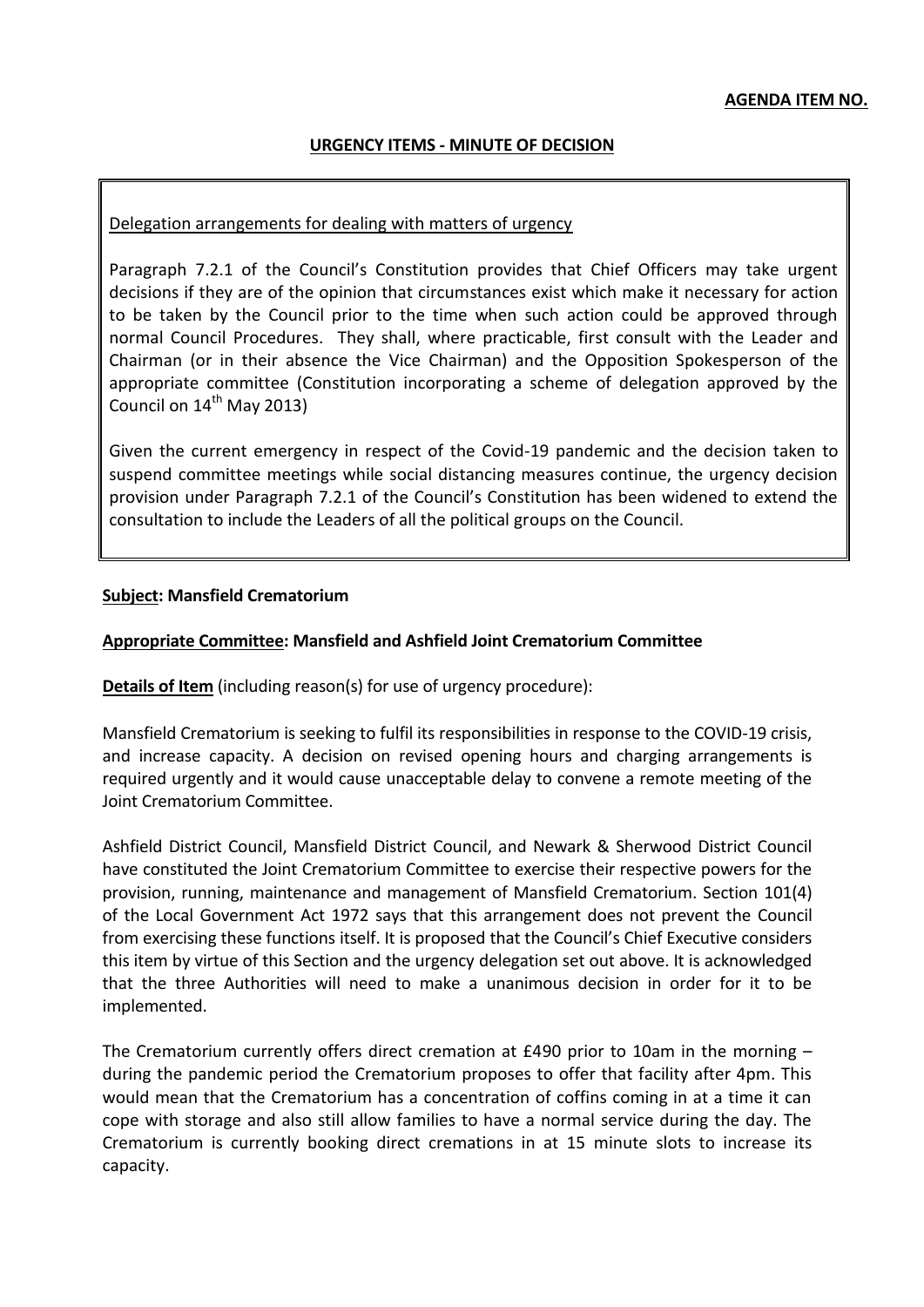**AGENDA ITEM NO.**

## URGENCY ITEMS - MINUTE OF DECISION

Delegation arrangements for dealing with matters of urgency

Paragraph 7.2.1 of the Council's Constitution provides that Chief Officers may take urgent decisions if they are of the opinion that circumstances exist which make it necessary for action to be taken by the Council prior to the time when such action could be approved through normal Council Procedures. They shall, where practicable, first consult with the Leader and Chairman (or in their absence the Vice Chairman) and the Opposition Spokesperson of the appropriate committee (Constitution incorporating a scheme of delegation approved by the Council on 14th May 2013)

Given the current emergency in respect of the Covid-19 pandemic and the decision taken to suspend committee meetings while social distancing measures continue, the urgency decision provision under Paragraph 7.2.1 of the Council's Constitution has been widened to extend the consultation to include the Leaders of all the political groups on the Council.

**Subject: Mansfield Crematorium**

**Appropriate Committee: Mansfield and Ashfield Joint Crematorium Committee**

**Details of Item** (including reason(s) for use of urgency procedure):

Mansfield Crematorium is seeking to fulfil its responsibilities in response to the COVID-19 crisis, and increase capacity. A decision on revised opening hours and charging arrangements is required urgently and it would cause unacceptable delay to convene a remote meeting of the Joint Crematorium Committee.

Ashfield District Council, Mansfield District Council, and Newark & Sherwood District Council have constituted the Joint Crematorium Committee to exercise their respective powers for the provision, running, maintenance and management of Mansfield Crematorium. Section 101(4) of the Local Government Act 1972 says that this arrangement does not prevent the Council from exercising these functions itself. It is proposed that the Council's Chief Executive considers this item by virtue of this Section and the urgency delegation set out above. It is acknowledged that the three Authorities will need to make a unanimous decision in order for it to be implemented.

The Crematorium currently offers direct cremation at £490 prior to 10am in the morning – during the pandemic period the Crematorium proposes to offer that facility after 4pm. This would mean that the Crematorium has a concentration of coffins coming in at a time it can cope with storage and also still allow families to have a normal service during the day. The Crematorium is currently booking direct cremations in at 15 minute slots to increase its capacity.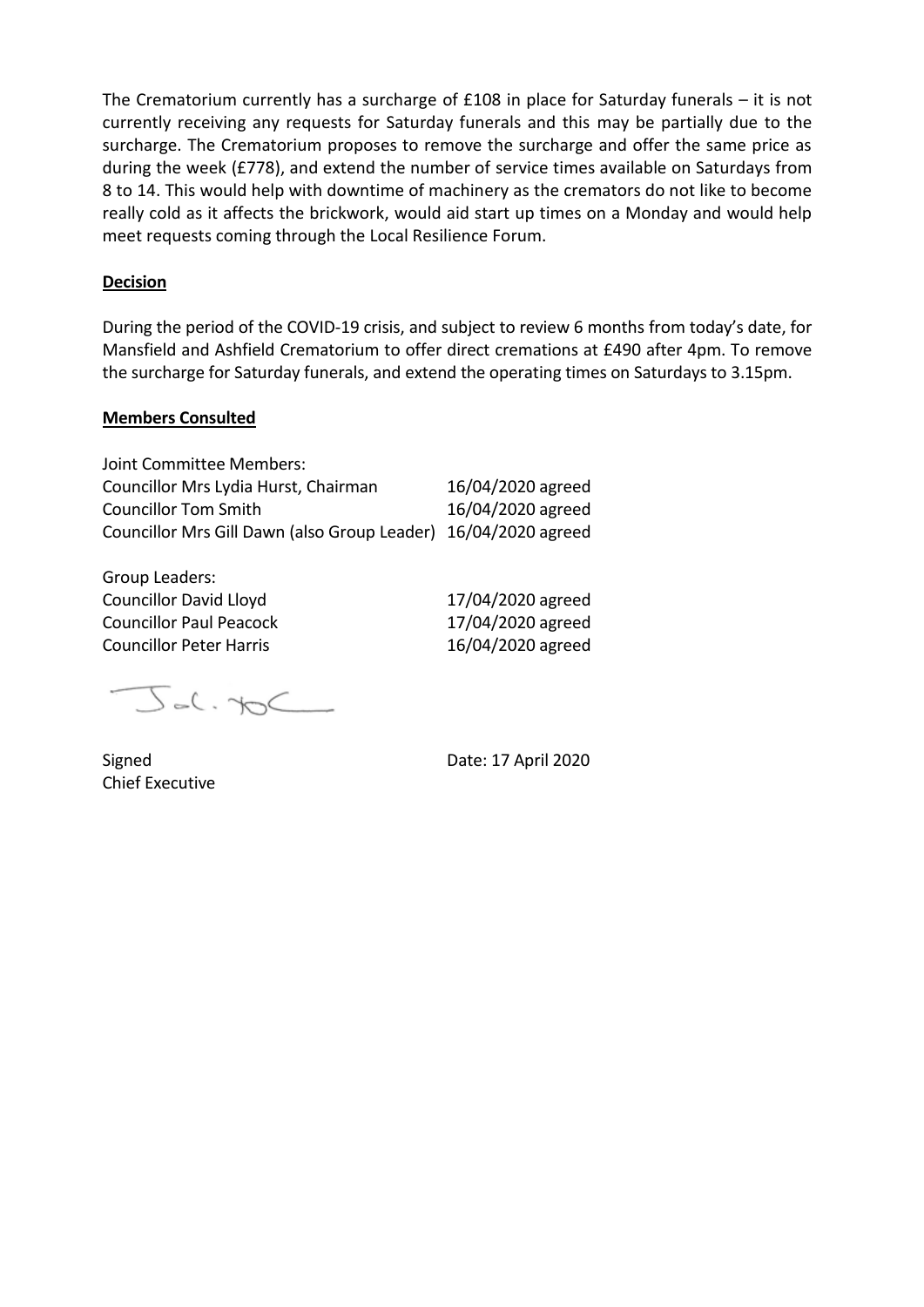The Crematorium currently has a surcharge of £108 in place for Saturday funerals – it is not currently receiving any requests for Saturday funerals and this may be partially due to the surcharge. The Crematorium proposes to remove the surcharge and offer the same price as during the week (£778), and extend the number of service times available on Saturdays from 8 to 14. This would help with downtime of machinery as the cremators do not like to become really cold as it affects the brickwork, would aid start up times on a Monday and would help meet requests coming through the Local Resilience Forum.

**Decision**

During the period of the COVID-19 crisis, and subject to review 6 months from today's date, for Mansfield and Ashfield Crematorium to offer direct cremations at £490 after 4pm. To remove the surcharge for Saturday funerals, and extend the operating times on Saturdays to 3.15pm.

**Members Consulted**

Joint Committee Members:

| | |
|---|---|
| Councillor Mrs Lydia Hurst, Chairman | 16/04/2020 agreed |
| Councillor Tom Smith | 16/04/2020 agreed |
| Councillor Mrs Gill Dawn (also Group Leader) | 16/04/2020 agreed |

Group Leaders:

| | |
|---|---|
| Councillor David Lloyd | 17/04/2020 agreed |
| Councillor Paul Peacock | 17/04/2020 agreed |
| Councillor Peter Harris | 16/04/2020 agreed |

Signed
Chief Executive

Date: 17 April 2020